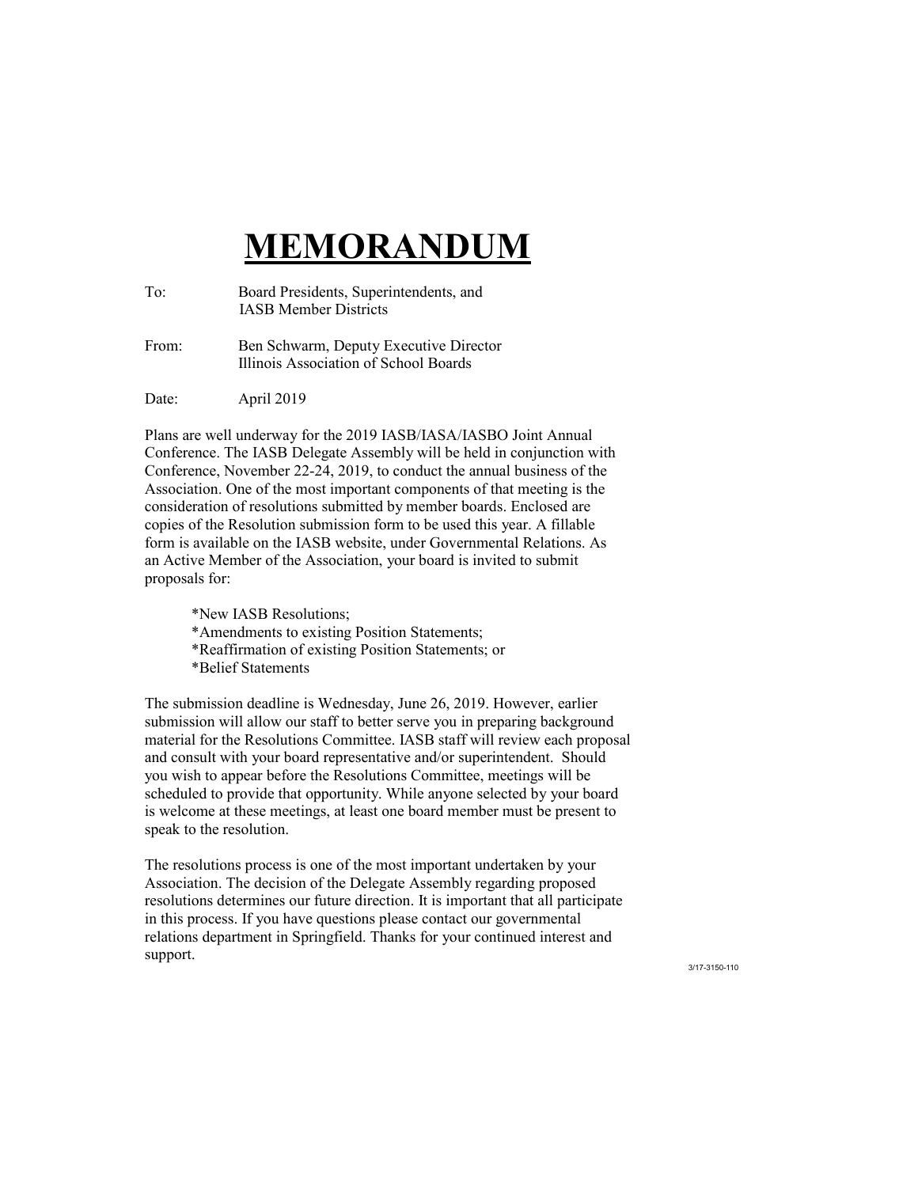# MEMORANDUM

To: Board Presidents, Superintendents, and IASB Member Districts

From: Ben Schwarm, Deputy Executive Director
Illinois Association of School Boards

Date: April 2019

Plans are well underway for the 2019 IASB/IASA/IASBO Joint Annual Conference. The IASB Delegate Assembly will be held in conjunction with Conference, November 22-24, 2019, to conduct the annual business of the Association. One of the most important components of that meeting is the consideration of resolutions submitted by member boards. Enclosed are copies of the Resolution submission form to be used this year. A fillable form is available on the IASB website, under Governmental Relations. As an Active Member of the Association, your board is invited to submit proposals for:

*New IASB Resolutions;
*Amendments to existing Position Statements;
*Reaffirmation of existing Position Statements; or
*Belief Statements

The submission deadline is Wednesday, June 26, 2019. However, earlier submission will allow our staff to better serve you in preparing background material for the Resolutions Committee. IASB staff will review each proposal and consult with your board representative and/or superintendent. Should you wish to appear before the Resolutions Committee, meetings will be scheduled to provide that opportunity. While anyone selected by your board is welcome at these meetings, at least one board member must be present to speak to the resolution.

The resolutions process is one of the most important undertaken by your Association. The decision of the Delegate Assembly regarding proposed resolutions determines our future direction. It is important that all participate in this process. If you have questions please contact our governmental relations department in Springfield. Thanks for your continued interest and support.

3/17-3150-110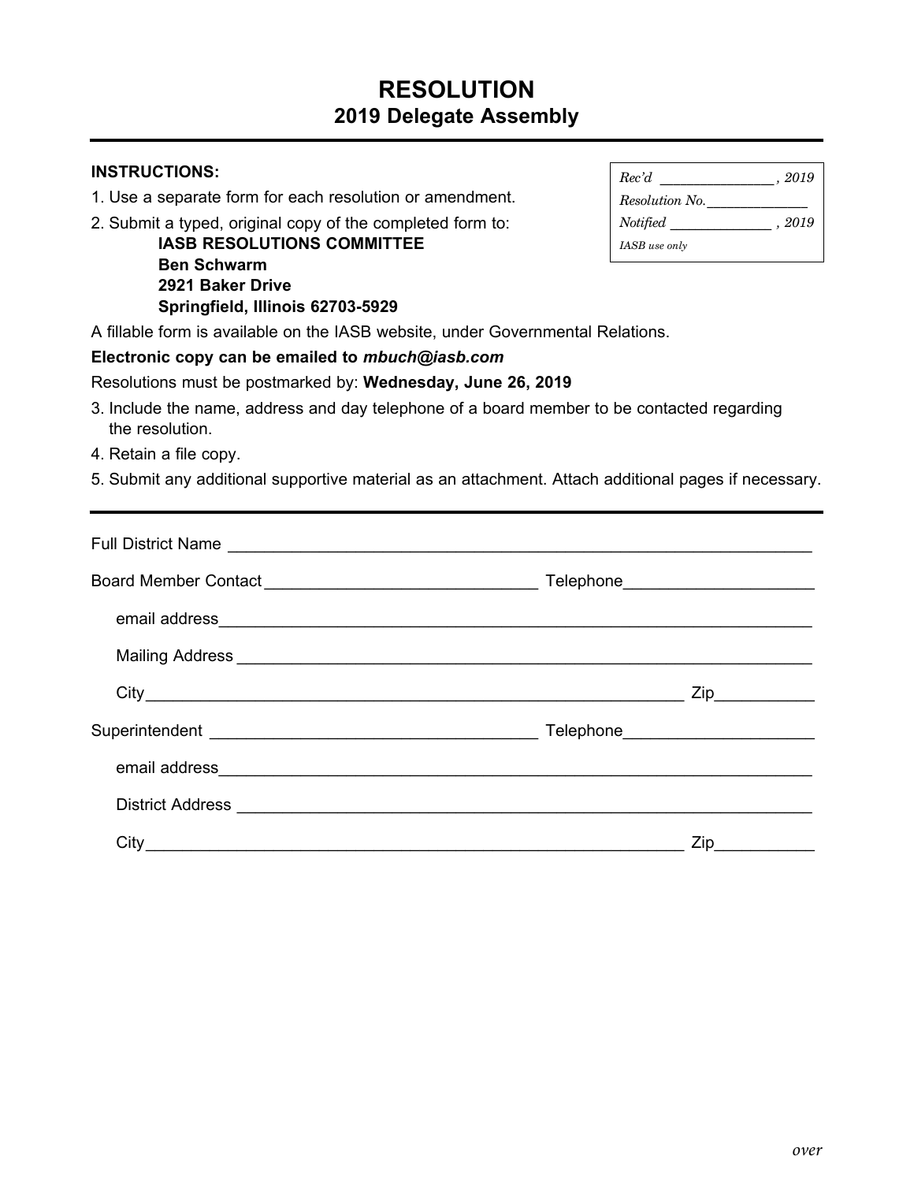# RESOLUTION
## 2019 Delegate Assembly

---

**INSTRUCTIONS:**

1. Use a separate form for each resolution or amendment.
2. Submit a typed, original copy of the completed form to:

   **IASB RESOLUTIONS COMMITTEE**
   **Ben Schwarm**
   **2921 Baker Drive**
   **Springfield, Illinois 62703-5929**

A fillable form is available on the IASB website, under Governmental Relations.

**Electronic copy can be emailed to *mbuch@iasb.com***

Resolutions must be postmarked by: **Wednesday, June 26, 2019**

3. Include the name, address and day telephone of a board member to be contacted regarding the resolution.
4. Retain a file copy.
5. Submit any additional supportive material as an attachment. Attach additional pages if necessary.

*Rec'd _______________ , 2019*
*Resolution No._____________*
*Notified _____________ , 2019*
*IASB use only*

---

Full District Name _______________________________________________

Board Member Contact ______________________________ Telephone ____________________

email address _______________________________________________

Mailing Address _______________________________________________

City _____________________________________________ Zip ___________

Superintendent ____________________________________ Telephone ____________________

email address _______________________________________________

District Address _______________________________________________

City _____________________________________________ Zip ___________

*over*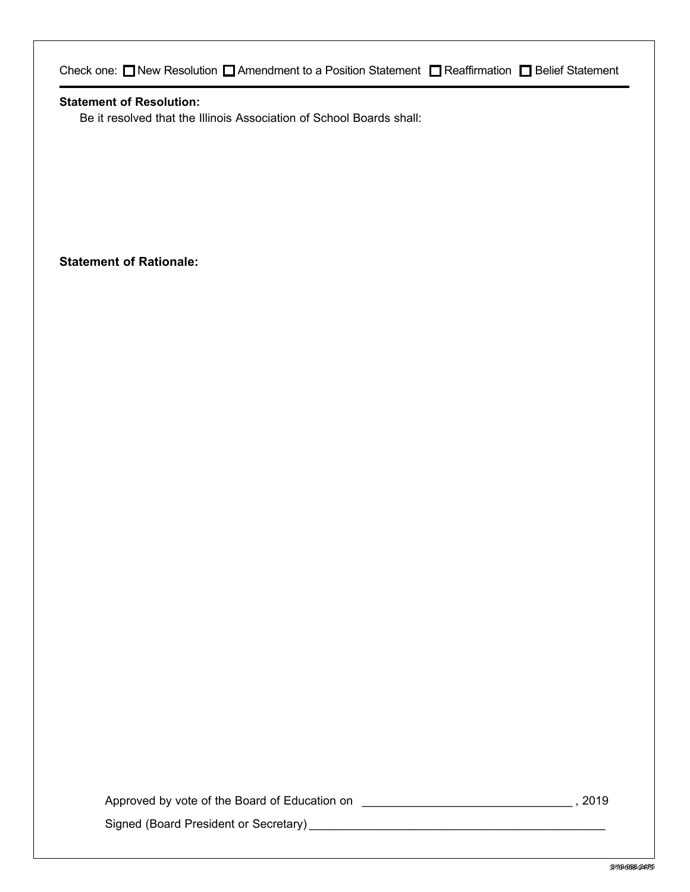Check one: ☐ New Resolution ☐ Amendment to a Position Statement ☐ Reaffirmation ☐ Belief Statement

---

**Statement of Resolution:**

Be it resolved that the Illinois Association of School Boards shall:

**Statement of Rationale:**

Approved by vote of the Board of Education on ________________________________ , 2019

Signed (Board President or Secretary) ______________________________________________

3/19-098-2475